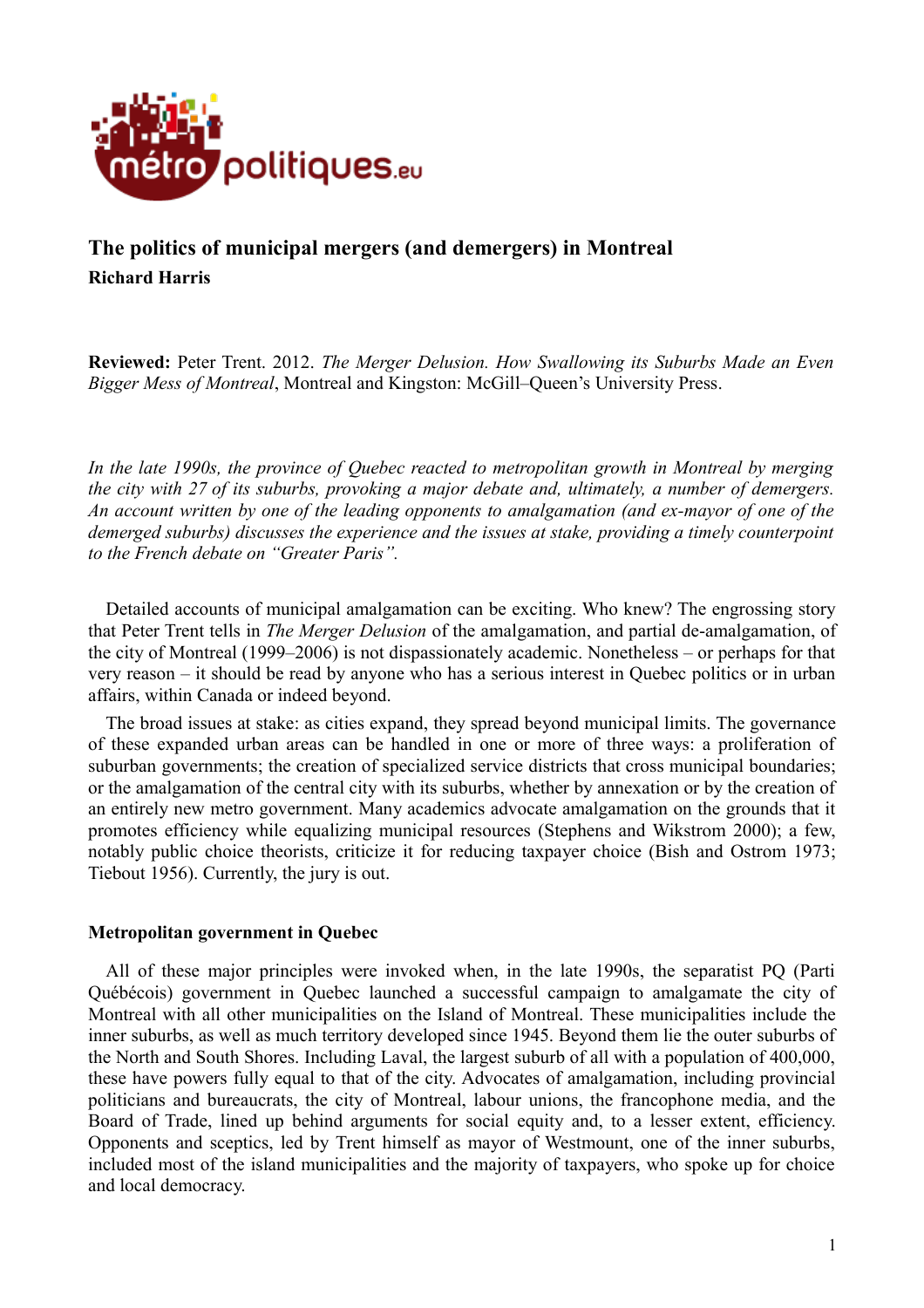# The politics of municipal mergers (and demergers) in Montreal

**Richard Harris**

**Reviewed:** Peter Trent. 2012. *The Merger Delusion. How Swallowing its Suburbs Made an Even Bigger Mess of Montreal*, Montreal and Kingston: McGill–Queen's University Press.

*In the late 1990s, the province of Quebec reacted to metropolitan growth in Montreal by merging the city with 27 of its suburbs, provoking a major debate and, ultimately, a number of demergers. An account written by one of the leading opponents to amalgamation (and ex-mayor of one of the demerged suburbs) discusses the experience and the issues at stake, providing a timely counterpoint to the French debate on "Greater Paris".*

Detailed accounts of municipal amalgamation can be exciting. Who knew? The engrossing story that Peter Trent tells in *The Merger Delusion* of the amalgamation, and partial de-amalgamation, of the city of Montreal (1999–2006) is not dispassionately academic. Nonetheless – or perhaps for that very reason – it should be read by anyone who has a serious interest in Quebec politics or in urban affairs, within Canada or indeed beyond.

The broad issues at stake: as cities expand, they spread beyond municipal limits. The governance of these expanded urban areas can be handled in one or more of three ways: a proliferation of suburban governments; the creation of specialized service districts that cross municipal boundaries; or the amalgamation of the central city with its suburbs, whether by annexation or by the creation of an entirely new metro government. Many academics advocate amalgamation on the grounds that it promotes efficiency while equalizing municipal resources (Stephens and Wikstrom 2000); a few, notably public choice theorists, criticize it for reducing taxpayer choice (Bish and Ostrom 1973; Tiebout 1956). Currently, the jury is out.

### Metropolitan government in Quebec

All of these major principles were invoked when, in the late 1990s, the separatist PQ (Parti Québécois) government in Quebec launched a successful campaign to amalgamate the city of Montreal with all other municipalities on the Island of Montreal. These municipalities include the inner suburbs, as well as much territory developed since 1945. Beyond them lie the outer suburbs of the North and South Shores. Including Laval, the largest suburb of all with a population of 400,000, these have powers fully equal to that of the city. Advocates of amalgamation, including provincial politicians and bureaucrats, the city of Montreal, labour unions, the francophone media, and the Board of Trade, lined up behind arguments for social equity and, to a lesser extent, efficiency. Opponents and sceptics, led by Trent himself as mayor of Westmount, one of the inner suburbs, included most of the island municipalities and the majority of taxpayers, who spoke up for choice and local democracy.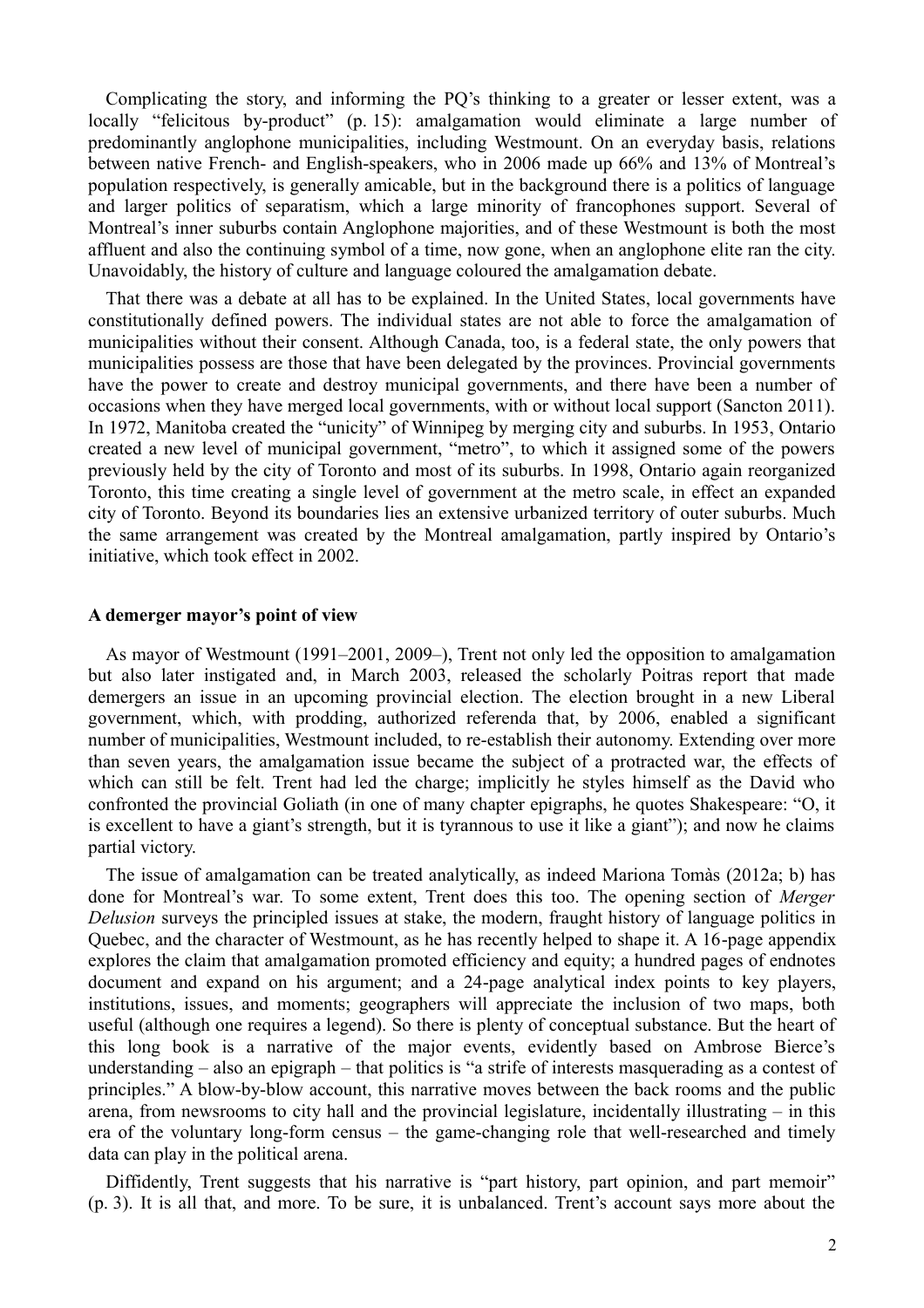Complicating the story, and informing the PQ's thinking to a greater or lesser extent, was a locally "felicitous by-product" (p. 15): amalgamation would eliminate a large number of predominantly anglophone municipalities, including Westmount. On an everyday basis, relations between native French- and English-speakers, who in 2006 made up 66% and 13% of Montreal's population respectively, is generally amicable, but in the background there is a politics of language and larger politics of separatism, which a large minority of francophones support. Several of Montreal's inner suburbs contain Anglophone majorities, and of these Westmount is both the most affluent and also the continuing symbol of a time, now gone, when an anglophone elite ran the city. Unavoidably, the history of culture and language coloured the amalgamation debate.

That there was a debate at all has to be explained. In the United States, local governments have constitutionally defined powers. The individual states are not able to force the amalgamation of municipalities without their consent. Although Canada, too, is a federal state, the only powers that municipalities possess are those that have been delegated by the provinces. Provincial governments have the power to create and destroy municipal governments, and there have been a number of occasions when they have merged local governments, with or without local support (Sancton 2011). In 1972, Manitoba created the "unicity" of Winnipeg by merging city and suburbs. In 1953, Ontario created a new level of municipal government, "metro", to which it assigned some of the powers previously held by the city of Toronto and most of its suburbs. In 1998, Ontario again reorganized Toronto, this time creating a single level of government at the metro scale, in effect an expanded city of Toronto. Beyond its boundaries lies an extensive urbanized territory of outer suburbs. Much the same arrangement was created by the Montreal amalgamation, partly inspired by Ontario's initiative, which took effect in 2002.

**A demerger mayor's point of view**

As mayor of Westmount (1991–2001, 2009–), Trent not only led the opposition to amalgamation but also later instigated and, in March 2003, released the scholarly Poitras report that made demergers an issue in an upcoming provincial election. The election brought in a new Liberal government, which, with prodding, authorized referenda that, by 2006, enabled a significant number of municipalities, Westmount included, to re-establish their autonomy. Extending over more than seven years, the amalgamation issue became the subject of a protracted war, the effects of which can still be felt. Trent had led the charge; implicitly he styles himself as the David who confronted the provincial Goliath (in one of many chapter epigraphs, he quotes Shakespeare: "O, it is excellent to have a giant's strength, but it is tyrannous to use it like a giant"); and now he claims partial victory.

The issue of amalgamation can be treated analytically, as indeed Mariona Tomàs (2012a; b) has done for Montreal's war. To some extent, Trent does this too. The opening section of *Merger Delusion* surveys the principled issues at stake, the modern, fraught history of language politics in Quebec, and the character of Westmount, as he has recently helped to shape it. A 16-page appendix explores the claim that amalgamation promoted efficiency and equity; a hundred pages of endnotes document and expand on his argument; and a 24-page analytical index points to key players, institutions, issues, and moments; geographers will appreciate the inclusion of two maps, both useful (although one requires a legend). So there is plenty of conceptual substance. But the heart of this long book is a narrative of the major events, evidently based on Ambrose Bierce's understanding – also an epigraph – that politics is "a strife of interests masquerading as a contest of principles." A blow-by-blow account, this narrative moves between the back rooms and the public arena, from newsrooms to city hall and the provincial legislature, incidentally illustrating – in this era of the voluntary long-form census – the game-changing role that well-researched and timely data can play in the political arena.

Diffidently, Trent suggests that his narrative is "part history, part opinion, and part memoir" (p. 3). It is all that, and more. To be sure, it is unbalanced. Trent's account says more about the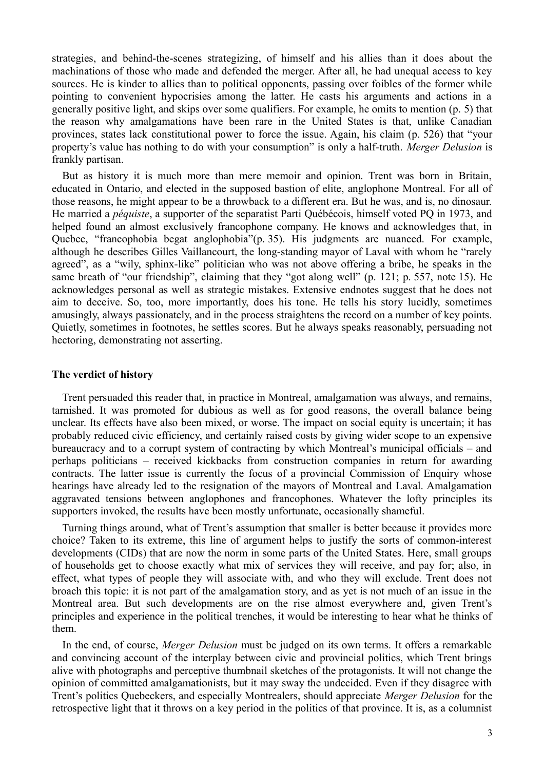strategies, and behind-the-scenes strategizing, of himself and his allies than it does about the machinations of those who made and defended the merger. After all, he had unequal access to key sources. He is kinder to allies than to political opponents, passing over foibles of the former while pointing to convenient hypocrisies among the latter. He casts his arguments and actions in a generally positive light, and skips over some qualifiers. For example, he omits to mention (p. 5) that the reason why amalgamations have been rare in the United States is that, unlike Canadian provinces, states lack constitutional power to force the issue. Again, his claim (p. 526) that "your property's value has nothing to do with your consumption" is only a half-truth. *Merger Delusion* is frankly partisan.

But as history it is much more than mere memoir and opinion. Trent was born in Britain, educated in Ontario, and elected in the supposed bastion of elite, anglophone Montreal. For all of those reasons, he might appear to be a throwback to a different era. But he was, and is, no dinosaur. He married a *péquiste*, a supporter of the separatist Parti Québécois, himself voted PQ in 1973, and helped found an almost exclusively francophone company. He knows and acknowledges that, in Quebec, "francophobia begat anglophobia"(p. 35). His judgments are nuanced. For example, although he describes Gilles Vaillancourt, the long-standing mayor of Laval with whom he "rarely agreed", as a "wily, sphinx-like" politician who was not above offering a bribe, he speaks in the same breath of "our friendship", claiming that they "got along well" (p. 121; p. 557, note 15). He acknowledges personal as well as strategic mistakes. Extensive endnotes suggest that he does not aim to deceive. So, too, more importantly, does his tone. He tells his story lucidly, sometimes amusingly, always passionately, and in the process straightens the record on a number of key points. Quietly, sometimes in footnotes, he settles scores. But he always speaks reasonably, persuading not hectoring, demonstrating not asserting.

## The verdict of history

Trent persuaded this reader that, in practice in Montreal, amalgamation was always, and remains, tarnished. It was promoted for dubious as well as for good reasons, the overall balance being unclear. Its effects have also been mixed, or worse. The impact on social equity is uncertain; it has probably reduced civic efficiency, and certainly raised costs by giving wider scope to an expensive bureaucracy and to a corrupt system of contracting by which Montreal's municipal officials – and perhaps politicians – received kickbacks from construction companies in return for awarding contracts. The latter issue is currently the focus of a provincial Commission of Enquiry whose hearings have already led to the resignation of the mayors of Montreal and Laval. Amalgamation aggravated tensions between anglophones and francophones. Whatever the lofty principles its supporters invoked, the results have been mostly unfortunate, occasionally shameful.

Turning things around, what of Trent's assumption that smaller is better because it provides more choice? Taken to its extreme, this line of argument helps to justify the sorts of common-interest developments (CIDs) that are now the norm in some parts of the United States. Here, small groups of households get to choose exactly what mix of services they will receive, and pay for; also, in effect, what types of people they will associate with, and who they will exclude. Trent does not broach this topic: it is not part of the amalgamation story, and as yet is not much of an issue in the Montreal area. But such developments are on the rise almost everywhere and, given Trent's principles and experience in the political trenches, it would be interesting to hear what he thinks of them.

In the end, of course, *Merger Delusion* must be judged on its own terms. It offers a remarkable and convincing account of the interplay between civic and provincial politics, which Trent brings alive with photographs and perceptive thumbnail sketches of the protagonists. It will not change the opinion of committed amalgamationists, but it may sway the undecided. Even if they disagree with Trent's politics Quebeckers, and especially Montrealers, should appreciate *Merger Delusion* for the retrospective light that it throws on a key period in the politics of that province. It is, as a columnist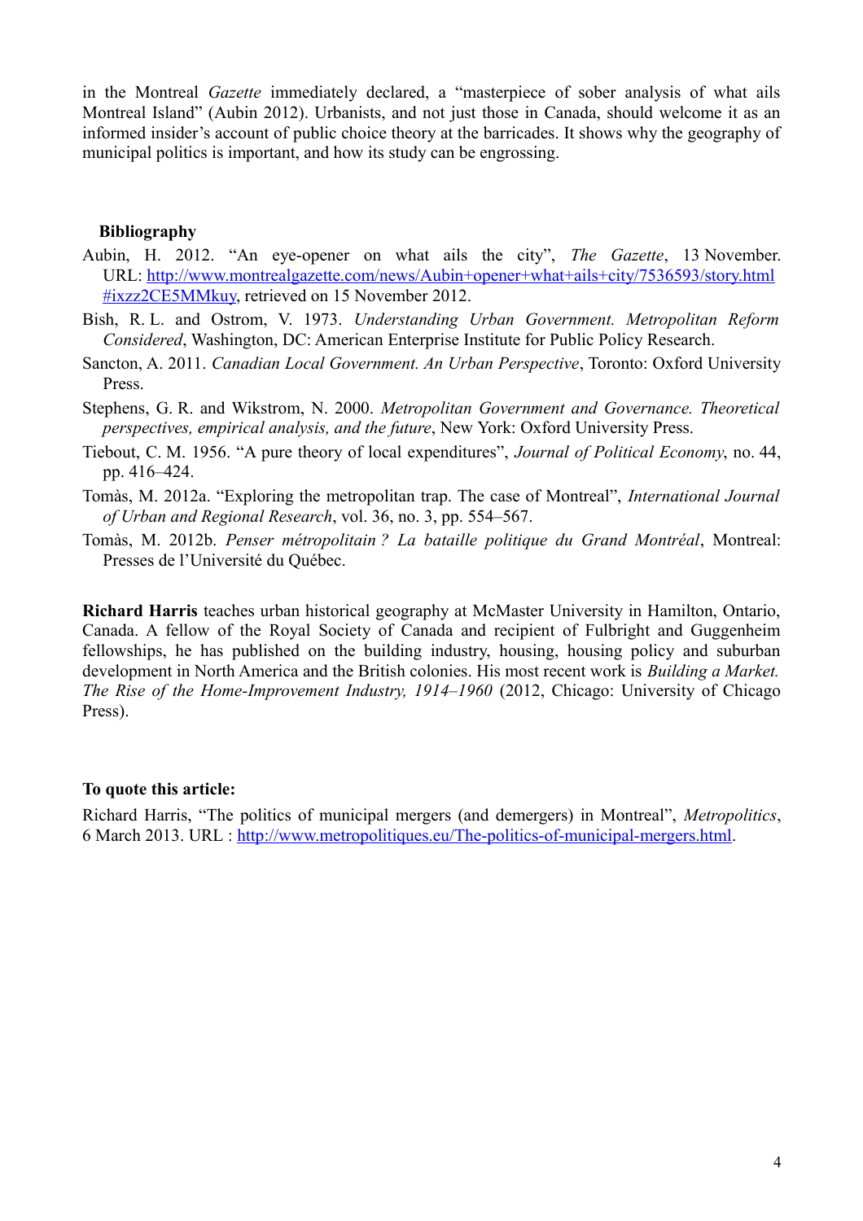in the Montreal *Gazette* immediately declared, a "masterpiece of sober analysis of what ails Montreal Island" (Aubin 2012). Urbanists, and not just those in Canada, should welcome it as an informed insider's account of public choice theory at the barricades. It shows why the geography of municipal politics is important, and how its study can be engrossing.

## Bibliography

Aubin, H. 2012. "An eye-opener on what ails the city", *The Gazette*, 13 November. URL: http://www.montrealgazette.com/news/Aubin+opener+what+ails+city/7536593/story.html#ixzz2CE5MMkuy, retrieved on 15 November 2012.

Bish, R. L. and Ostrom, V. 1973. *Understanding Urban Government. Metropolitan Reform Considered*, Washington, DC: American Enterprise Institute for Public Policy Research.

Sancton, A. 2011. *Canadian Local Government. An Urban Perspective*, Toronto: Oxford University Press.

Stephens, G. R. and Wikstrom, N. 2000. *Metropolitan Government and Governance. Theoretical perspectives, empirical analysis, and the future*, New York: Oxford University Press.

Tiebout, C. M. 1956. "A pure theory of local expenditures", *Journal of Political Economy*, no. 44, pp. 416–424.

Tomàs, M. 2012a. "Exploring the metropolitan trap. The case of Montreal", *International Journal of Urban and Regional Research*, vol. 36, no. 3, pp. 554–567.

Tomàs, M. 2012b. *Penser métropolitain ? La bataille politique du Grand Montréal*, Montreal: Presses de l'Université du Québec.

**Richard Harris** teaches urban historical geography at McMaster University in Hamilton, Ontario, Canada. A fellow of the Royal Society of Canada and recipient of Fulbright and Guggenheim fellowships, he has published on the building industry, housing, housing policy and suburban development in North America and the British colonies. His most recent work is *Building a Market. The Rise of the Home-Improvement Industry, 1914–1960* (2012, Chicago: University of Chicago Press).

**To quote this article:**

Richard Harris, "The politics of municipal mergers (and demergers) in Montreal", *Metropolitics*, 6 March 2013. URL : http://www.metropolitiques.eu/The-politics-of-municipal-mergers.html.